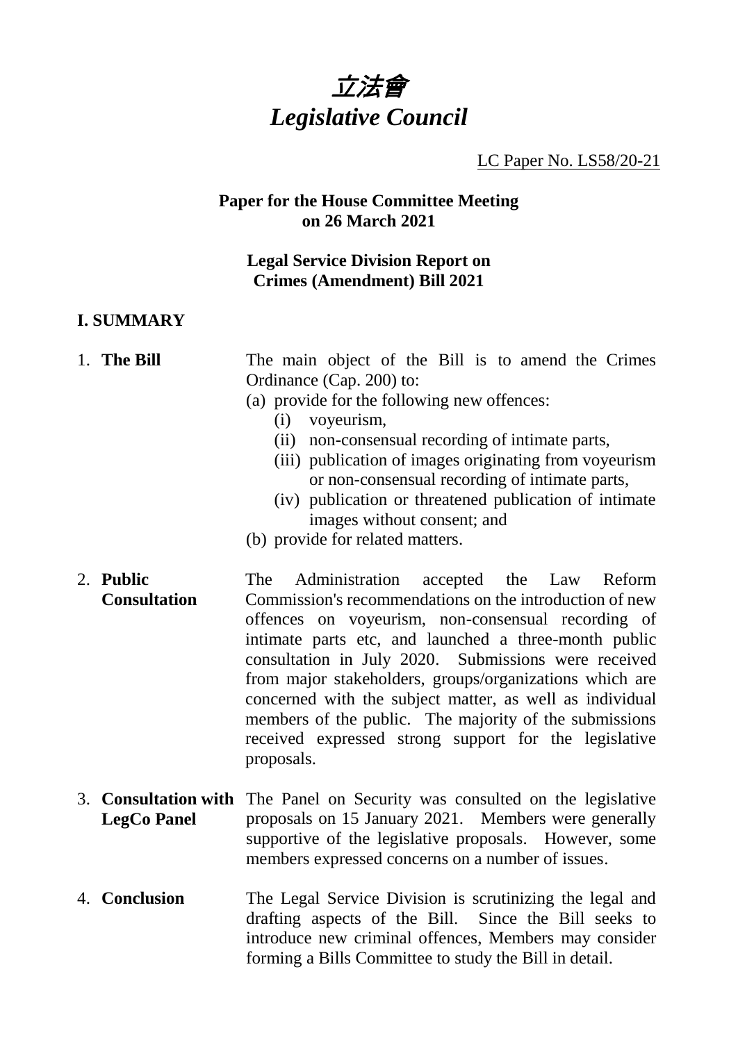# 立法會
# *Legislative Council*

LC Paper No. LS58/20-21

**Paper for the House Committee Meeting on 26 March 2021**

**Legal Service Division Report on Crimes (Amendment) Bill 2021**

## I. SUMMARY

1. **The Bill**

   The main object of the Bill is to amend the Crimes Ordinance (Cap. 200) to:

   (a) provide for the following new offences:
      - (i) voyeurism,
      - (ii) non-consensual recording of intimate parts,
      - (iii) publication of images originating from voyeurism or non-consensual recording of intimate parts,
      - (iv) publication or threatened publication of intimate images without consent; and

   (b) provide for related matters.

2. **Public Consultation**

   The Administration accepted the Law Reform Commission's recommendations on the introduction of new offences on voyeurism, non-consensual recording of intimate parts etc, and launched a three-month public consultation in July 2020. Submissions were received from major stakeholders, groups/organizations which are concerned with the subject matter, as well as individual members of the public. The majority of the submissions received expressed strong support for the legislative proposals.

3. **Consultation with LegCo Panel**

   The Panel on Security was consulted on the legislative proposals on 15 January 2021. Members were generally supportive of the legislative proposals. However, some members expressed concerns on a number of issues.

4. **Conclusion**

   The Legal Service Division is scrutinizing the legal and drafting aspects of the Bill. Since the Bill seeks to introduce new criminal offences, Members may consider forming a Bills Committee to study the Bill in detail.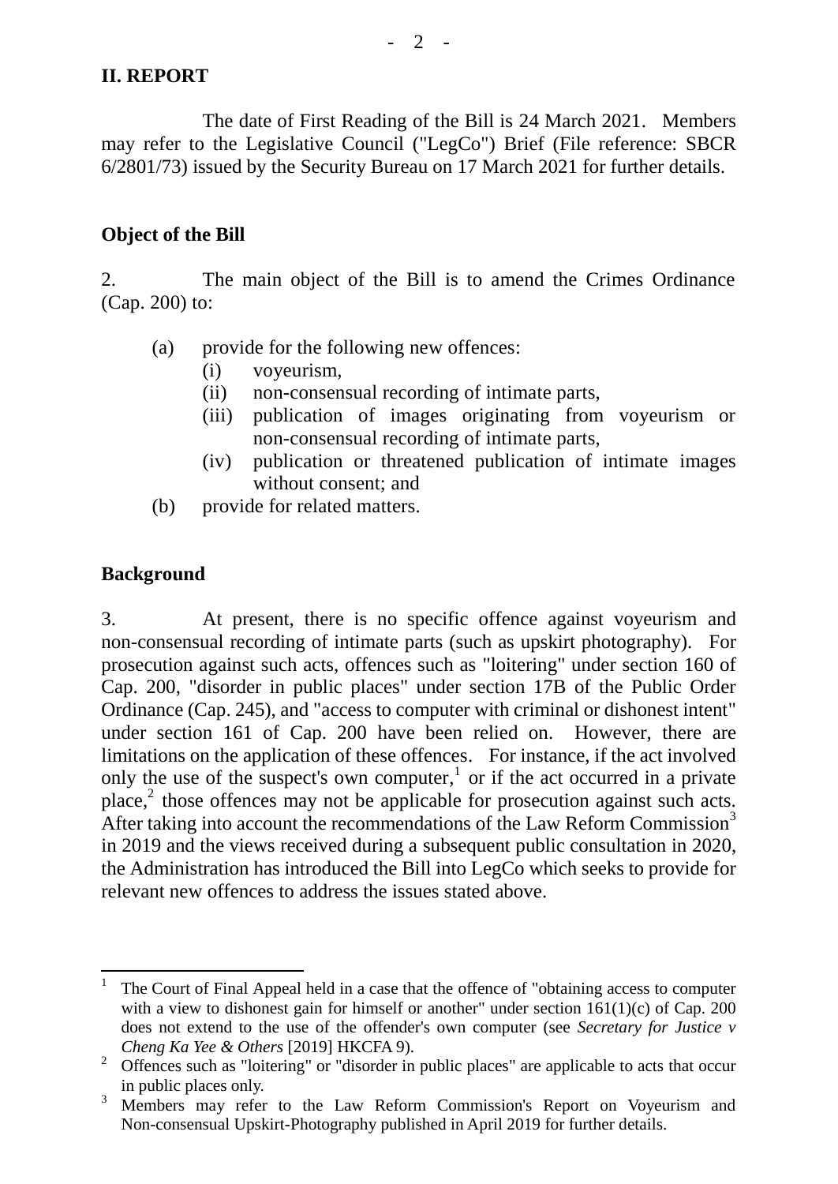## II. REPORT

The date of First Reading of the Bill is 24 March 2021. Members may refer to the Legislative Council ("LegCo") Brief (File reference: SBCR 6/2801/73) issued by the Security Bureau on 17 March 2021 for further details.

### Object of the Bill

2. The main object of the Bill is to amend the Crimes Ordinance (Cap. 200) to:

(a) provide for the following new offences:
   (i) voyeurism,
   (ii) non-consensual recording of intimate parts,
   (iii) publication of images originating from voyeurism or non-consensual recording of intimate parts,
   (iv) publication or threatened publication of intimate images without consent; and

(b) provide for related matters.

### Background

3. At present, there is no specific offence against voyeurism and non-consensual recording of intimate parts (such as upskirt photography). For prosecution against such acts, offences such as "loitering" under section 160 of Cap. 200, "disorder in public places" under section 17B of the Public Order Ordinance (Cap. 245), and "access to computer with criminal or dishonest intent" under section 161 of Cap. 200 have been relied on. However, there are limitations on the application of these offences. For instance, if the act involved only the use of the suspect's own computer,[1] or if the act occurred in a private place,[2] those offences may not be applicable for prosecution against such acts. After taking into account the recommendations of the Law Reform Commission[3] in 2019 and the views received during a subsequent public consultation in 2020, the Administration has introduced the Bill into LegCo which seeks to provide for relevant new offences to address the issues stated above.

---

[1] The Court of Final Appeal held in a case that the offence of "obtaining access to computer with a view to dishonest gain for himself or another" under section 161(1)(c) of Cap. 200 does not extend to the use of the offender's own computer (see *Secretary for Justice v Cheng Ka Yee & Others* [2019] HKCFA 9).

[2] Offences such as "loitering" or "disorder in public places" are applicable to acts that occur in public places only.

[3] Members may refer to the Law Reform Commission's Report on Voyeurism and Non-consensual Upskirt-Photography published in April 2019 for further details.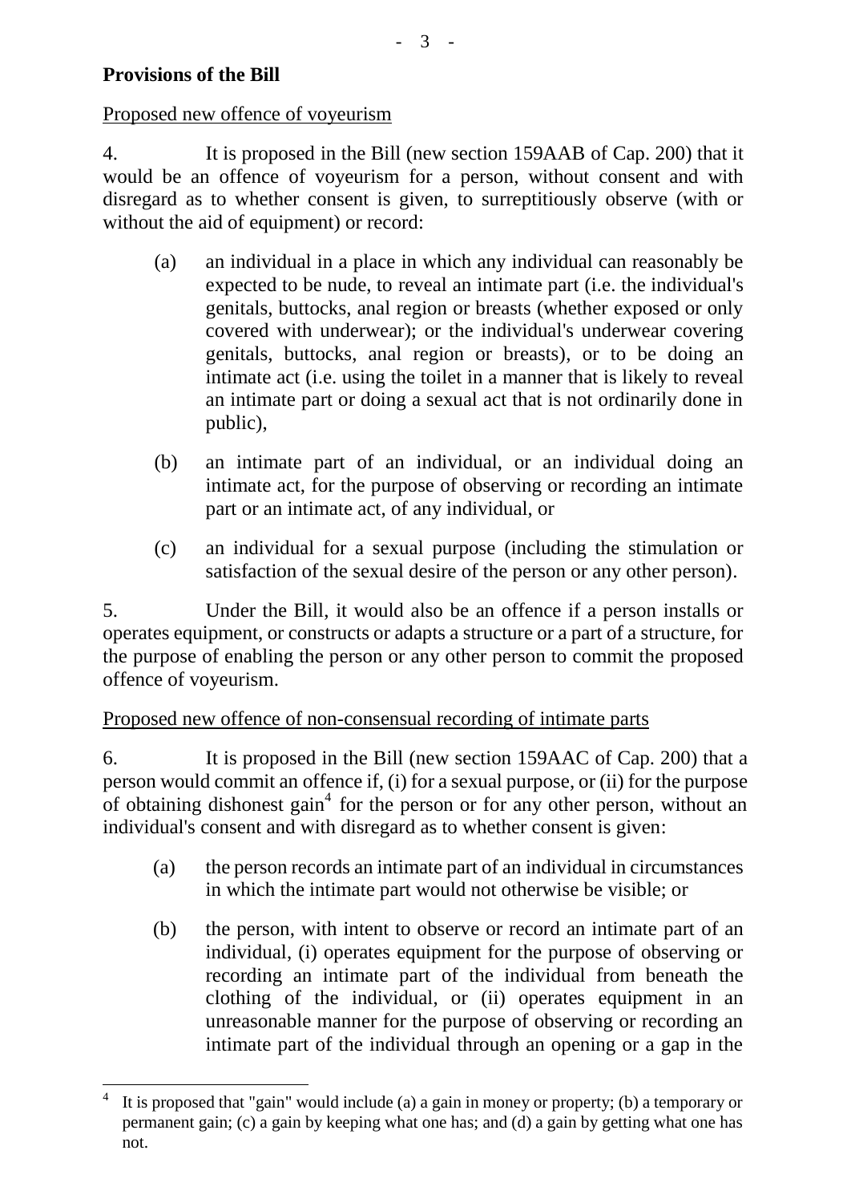**Provisions of the Bill**

Proposed new offence of voyeurism

4. It is proposed in the Bill (new section 159AAB of Cap. 200) that it would be an offence of voyeurism for a person, without consent and with disregard as to whether consent is given, to surreptitiously observe (with or without the aid of equipment) or record:

(a) an individual in a place in which any individual can reasonably be expected to be nude, to reveal an intimate part (i.e. the individual's genitals, buttocks, anal region or breasts (whether exposed or only covered with underwear); or the individual's underwear covering genitals, buttocks, anal region or breasts), or to be doing an intimate act (i.e. using the toilet in a manner that is likely to reveal an intimate part or doing a sexual act that is not ordinarily done in public),

(b) an intimate part of an individual, or an individual doing an intimate act, for the purpose of observing or recording an intimate part or an intimate act, of any individual, or

(c) an individual for a sexual purpose (including the stimulation or satisfaction of the sexual desire of the person or any other person).

5. Under the Bill, it would also be an offence if a person installs or operates equipment, or constructs or adapts a structure or a part of a structure, for the purpose of enabling the person or any other person to commit the proposed offence of voyeurism.

Proposed new offence of non-consensual recording of intimate parts

6. It is proposed in the Bill (new section 159AAC of Cap. 200) that a person would commit an offence if, (i) for a sexual purpose, or (ii) for the purpose of obtaining dishonest gain[4] for the person or for any other person, without an individual's consent and with disregard as to whether consent is given:

(a) the person records an intimate part of an individual in circumstances in which the intimate part would not otherwise be visible; or

(b) the person, with intent to observe or record an intimate part of an individual, (i) operates equipment for the purpose of observing or recording an intimate part of the individual from beneath the clothing of the individual, or (ii) operates equipment in an unreasonable manner for the purpose of observing or recording an intimate part of the individual through an opening or a gap in the

---

[4] It is proposed that "gain" would include (a) a gain in money or property; (b) a temporary or permanent gain; (c) a gain by keeping what one has; and (d) a gain by getting what one has not.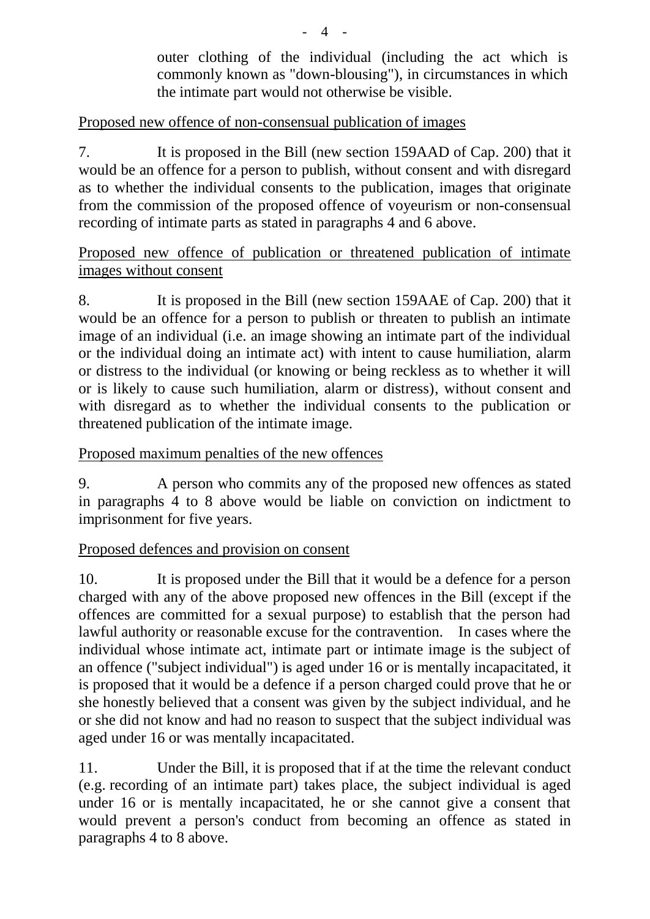outer clothing of the individual (including the act which is commonly known as "down-blousing"), in circumstances in which the intimate part would not otherwise be visible.

Proposed new offence of non-consensual publication of images

7. It is proposed in the Bill (new section 159AAD of Cap. 200) that it would be an offence for a person to publish, without consent and with disregard as to whether the individual consents to the publication, images that originate from the commission of the proposed offence of voyeurism or non-consensual recording of intimate parts as stated in paragraphs 4 and 6 above.

Proposed new offence of publication or threatened publication of intimate images without consent

8. It is proposed in the Bill (new section 159AAE of Cap. 200) that it would be an offence for a person to publish or threaten to publish an intimate image of an individual (i.e. an image showing an intimate part of the individual or the individual doing an intimate act) with intent to cause humiliation, alarm or distress to the individual (or knowing or being reckless as to whether it will or is likely to cause such humiliation, alarm or distress), without consent and with disregard as to whether the individual consents to the publication or threatened publication of the intimate image.

Proposed maximum penalties of the new offences

9. A person who commits any of the proposed new offences as stated in paragraphs 4 to 8 above would be liable on conviction on indictment to imprisonment for five years.

Proposed defences and provision on consent

10. It is proposed under the Bill that it would be a defence for a person charged with any of the above proposed new offences in the Bill (except if the offences are committed for a sexual purpose) to establish that the person had lawful authority or reasonable excuse for the contravention. In cases where the individual whose intimate act, intimate part or intimate image is the subject of an offence ("subject individual") is aged under 16 or is mentally incapacitated, it is proposed that it would be a defence if a person charged could prove that he or she honestly believed that a consent was given by the subject individual, and he or she did not know and had no reason to suspect that the subject individual was aged under 16 or was mentally incapacitated.

11. Under the Bill, it is proposed that if at the time the relevant conduct (e.g. recording of an intimate part) takes place, the subject individual is aged under 16 or is mentally incapacitated, he or she cannot give a consent that would prevent a person's conduct from becoming an offence as stated in paragraphs 4 to 8 above.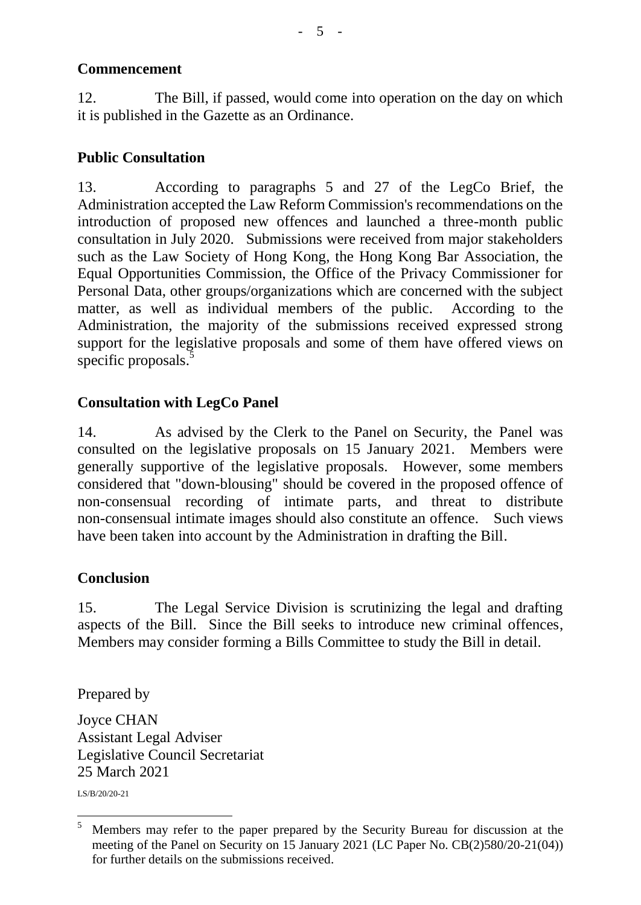**Commencement**

12. The Bill, if passed, would come into operation on the day on which it is published in the Gazette as an Ordinance.

**Public Consultation**

13. According to paragraphs 5 and 27 of the LegCo Brief, the Administration accepted the Law Reform Commission's recommendations on the introduction of proposed new offences and launched a three-month public consultation in July 2020. Submissions were received from major stakeholders such as the Law Society of Hong Kong, the Hong Kong Bar Association, the Equal Opportunities Commission, the Office of the Privacy Commissioner for Personal Data, other groups/organizations which are concerned with the subject matter, as well as individual members of the public. According to the Administration, the majority of the submissions received expressed strong support for the legislative proposals and some of them have offered views on specific proposals.[5]

**Consultation with LegCo Panel**

14. As advised by the Clerk to the Panel on Security, the Panel was consulted on the legislative proposals on 15 January 2021. Members were generally supportive of the legislative proposals. However, some members considered that "down-blousing" should be covered in the proposed offence of non-consensual recording of intimate parts, and threat to distribute non-consensual intimate images should also constitute an offence. Such views have been taken into account by the Administration in drafting the Bill.

**Conclusion**

15. The Legal Service Division is scrutinizing the legal and drafting aspects of the Bill. Since the Bill seeks to introduce new criminal offences, Members may consider forming a Bills Committee to study the Bill in detail.

Prepared by

Joyce CHAN
Assistant Legal Adviser
Legislative Council Secretariat
25 March 2021

LS/B/20/20-21

---

[5] Members may refer to the paper prepared by the Security Bureau for discussion at the meeting of the Panel on Security on 15 January 2021 (LC Paper No. CB(2)580/20-21(04)) for further details on the submissions received.